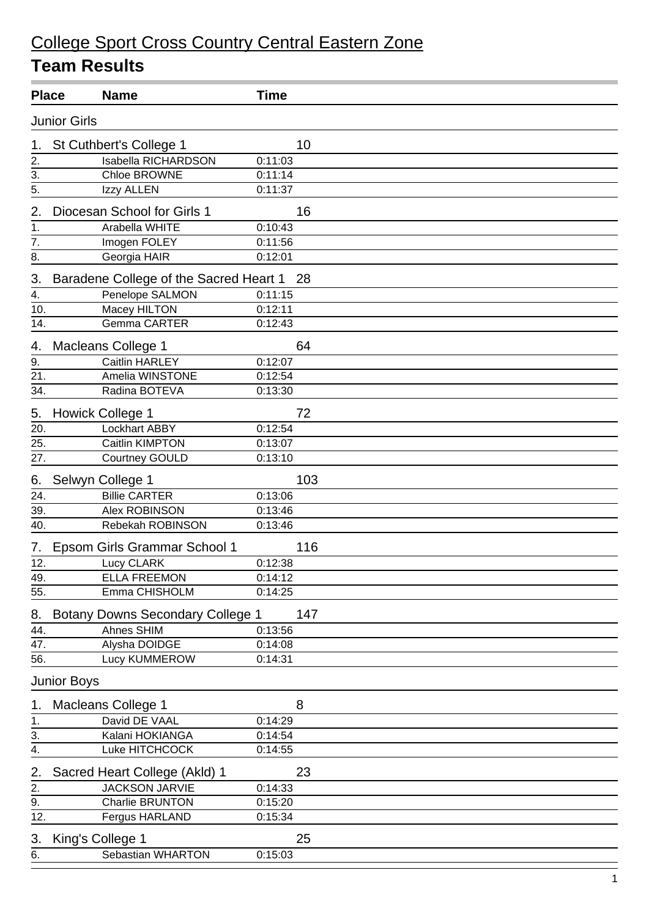# College Sport Cross Country Central Eastern Zone

## Team Results

| Place | Name | Time |
|---|---|---|
| **Junior Girls** | | |
| 1. St Cuthbert's College 1 | | 10 |
| 2. | Isabella RICHARDSON | 0:11:03 |
| 3. | Chloe BROWNE | 0:11:14 |
| 5. | Izzy ALLEN | 0:11:37 |
| 2. Diocesan School for Girls 1 | | 16 |
| 1. | Arabella WHITE | 0:10:43 |
| 7. | Imogen FOLEY | 0:11:56 |
| 8. | Georgia HAIR | 0:12:01 |
| 3. Baradene College of the Sacred Heart 1 | | 28 |
| 4. | Penelope SALMON | 0:11:15 |
| 10. | Macey HILTON | 0:12:11 |
| 14. | Gemma CARTER | 0:12:43 |
| 4. Macleans College 1 | | 64 |
| 9. | Caitlin HARLEY | 0:12:07 |
| 21. | Amelia WINSTONE | 0:12:54 |
| 34. | Radina BOTEVA | 0:13:30 |
| 5. Howick College 1 | | 72 |
| 20. | Lockhart ABBY | 0:12:54 |
| 25. | Caitlin KIMPTON | 0:13:07 |
| 27. | Courtney GOULD | 0:13:10 |
| 6. Selwyn College 1 | | 103 |
| 24. | Billie CARTER | 0:13:06 |
| 39. | Alex ROBINSON | 0:13:46 |
| 40. | Rebekah ROBINSON | 0:13:46 |
| 7. Epsom Girls Grammar School 1 | | 116 |
| 12. | Lucy CLARK | 0:12:38 |
| 49. | ELLA FREEMON | 0:14:12 |
| 55. | Emma CHISHOLM | 0:14:25 |
| 8. Botany Downs Secondary College 1 | | 147 |
| 44. | Ahnes SHIM | 0:13:56 |
| 47. | Alysha DOIDGE | 0:14:08 |
| 56. | Lucy KUMMEROW | 0:14:31 |
| **Junior Boys** | | |
| 1. Macleans College 1 | | 8 |
| 1. | David DE VAAL | 0:14:29 |
| 3. | Kalani HOKIANGA | 0:14:54 |
| 4. | Luke HITCHCOCK | 0:14:55 |
| 2. Sacred Heart College (Akld) 1 | | 23 |
| 2. | JACKSON JARVIE | 0:14:33 |
| 9. | Charlie BRUNTON | 0:15:20 |
| 12. | Fergus HARLAND | 0:15:34 |
| 3. King's College 1 | | 25 |
| 6. | Sebastian WHARTON | 0:15:03 |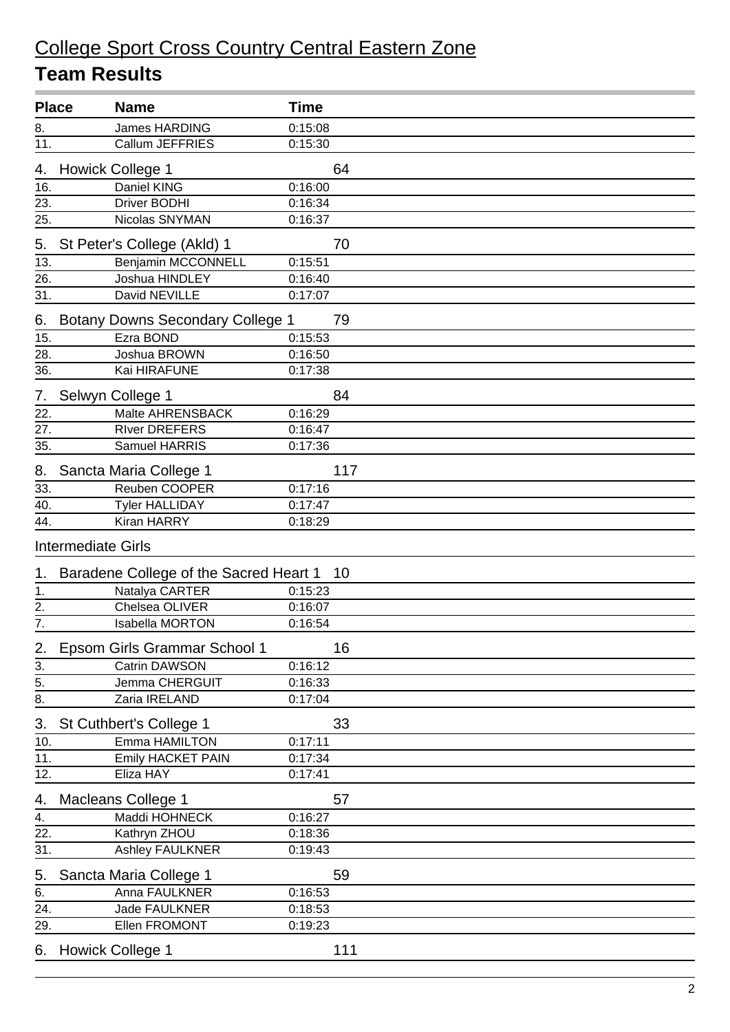# College Sport Cross Country Central Eastern Zone

## Team Results

| Place | Name | Time |
|---|---|---|
| 8. | James HARDING | 0:15:08 |
| 11. | Callum JEFFRIES | 0:15:30 |

4. Howick College 1 — 64

| Place | Name | Time |
|---|---|---|
| 16. | Daniel KING | 0:16:00 |
| 23. | Driver BODHI | 0:16:34 |
| 25. | Nicolas SNYMAN | 0:16:37 |

5. St Peter's College (Akld) 1 — 70

| Place | Name | Time |
|---|---|---|
| 13. | Benjamin MCCONNELL | 0:15:51 |
| 26. | Joshua HINDLEY | 0:16:40 |
| 31. | David NEVILLE | 0:17:07 |

6. Botany Downs Secondary College 1 — 79

| Place | Name | Time |
|---|---|---|
| 15. | Ezra BOND | 0:15:53 |
| 28. | Joshua BROWN | 0:16:50 |
| 36. | Kai HIRAFUNE | 0:17:38 |

7. Selwyn College 1 — 84

| Place | Name | Time |
|---|---|---|
| 22. | Malte AHRENSBACK | 0:16:29 |
| 27. | RIver DREFERS | 0:16:47 |
| 35. | Samuel HARRIS | 0:17:36 |

8. Sancta Maria College 1 — 117

| Place | Name | Time |
|---|---|---|
| 33. | Reuben COOPER | 0:17:16 |
| 40. | Tyler HALLIDAY | 0:17:47 |
| 44. | Kiran HARRY | 0:18:29 |

### Intermediate Girls

1. Baradene College of the Sacred Heart 1 — 10

| Place | Name | Time |
|---|---|---|
| 1. | Natalya CARTER | 0:15:23 |
| 2. | Chelsea OLIVER | 0:16:07 |
| 7. | Isabella MORTON | 0:16:54 |

2. Epsom Girls Grammar School 1 — 16

| Place | Name | Time |
|---|---|---|
| 3. | Catrin DAWSON | 0:16:12 |
| 5. | Jemma CHERGUIT | 0:16:33 |
| 8. | Zaria IRELAND | 0:17:04 |

3. St Cuthbert's College 1 — 33

| Place | Name | Time |
|---|---|---|
| 10. | Emma HAMILTON | 0:17:11 |
| 11. | Emily HACKET PAIN | 0:17:34 |
| 12. | Eliza HAY | 0:17:41 |

4. Macleans College 1 — 57

| Place | Name | Time |
|---|---|---|
| 4. | Maddi HOHNECK | 0:16:27 |
| 22. | Kathryn ZHOU | 0:18:36 |
| 31. | Ashley FAULKNER | 0:19:43 |

5. Sancta Maria College 1 — 59

| Place | Name | Time |
|---|---|---|
| 6. | Anna FAULKNER | 0:16:53 |
| 24. | Jade FAULKNER | 0:18:53 |
| 29. | Ellen FROMONT | 0:19:23 |

6. Howick College 1 — 111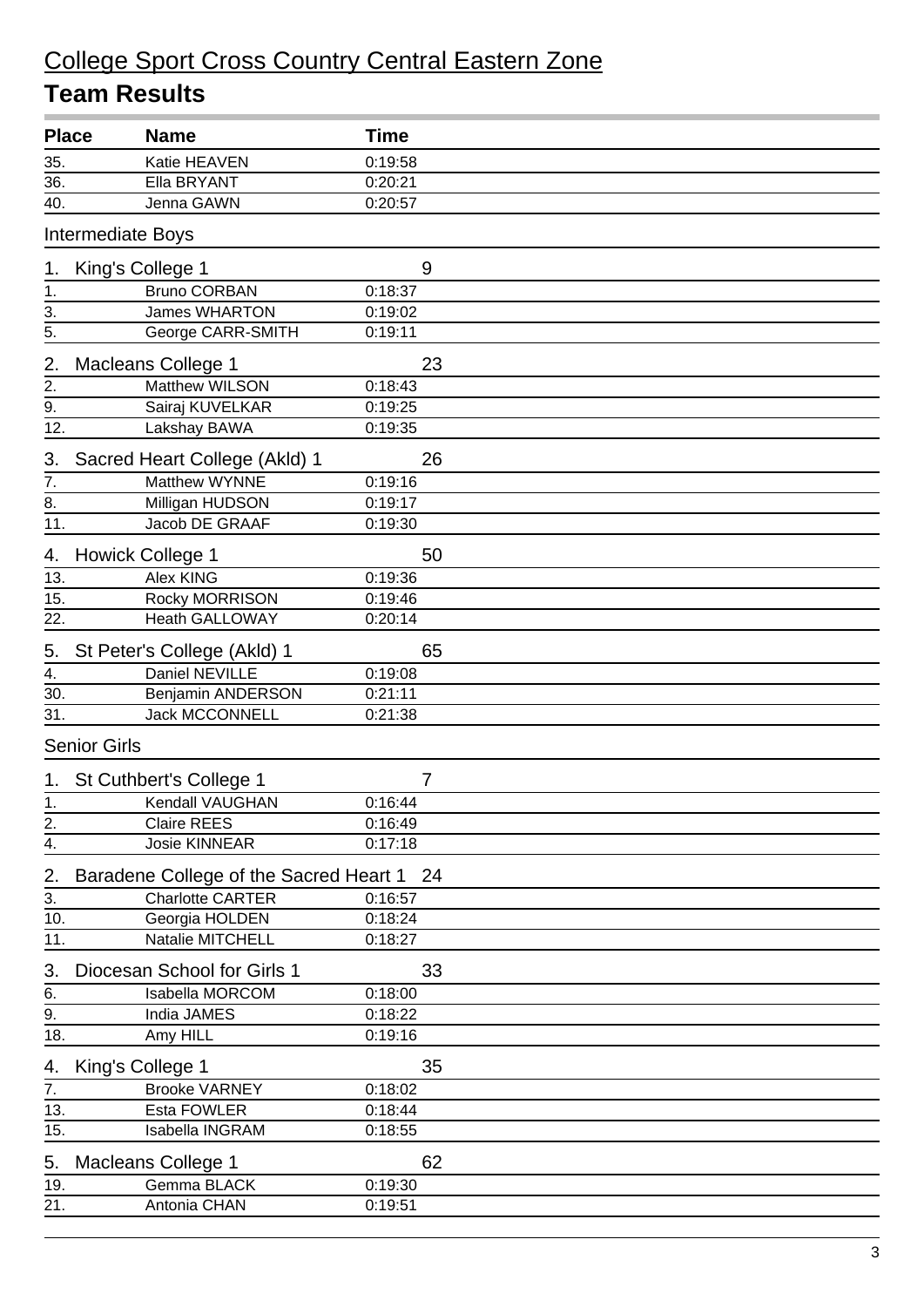# College Sport Cross Country Central Eastern Zone

## Team Results

| Place | Name | Time |
|---|---|---|
| 35. | Katie HEAVEN | 0:19:58 |
| 36. | Ella BRYANT | 0:20:21 |
| 40. | Jenna GAWN | 0:20:57 |

### Intermediate Boys

**1. King's College 1 — 9**

| Place | Name | Time |
|---|---|---|
| 1. | Bruno CORBAN | 0:18:37 |
| 3. | James WHARTON | 0:19:02 |
| 5. | George CARR-SMITH | 0:19:11 |

**2. Macleans College 1 — 23**

| Place | Name | Time |
|---|---|---|
| 2. | Matthew WILSON | 0:18:43 |
| 9. | Sairaj KUVELKAR | 0:19:25 |
| 12. | Lakshay BAWA | 0:19:35 |

**3. Sacred Heart College (Akld) 1 — 26**

| Place | Name | Time |
|---|---|---|
| 7. | Matthew WYNNE | 0:19:16 |
| 8. | Milligan HUDSON | 0:19:17 |
| 11. | Jacob DE GRAAF | 0:19:30 |

**4. Howick College 1 — 50**

| Place | Name | Time |
|---|---|---|
| 13. | Alex KING | 0:19:36 |
| 15. | Rocky MORRISON | 0:19:46 |
| 22. | Heath GALLOWAY | 0:20:14 |

**5. St Peter's College (Akld) 1 — 65**

| Place | Name | Time |
|---|---|---|
| 4. | Daniel NEVILLE | 0:19:08 |
| 30. | Benjamin ANDERSON | 0:21:11 |
| 31. | Jack MCCONNELL | 0:21:38 |

### Senior Girls

**1. St Cuthbert's College 1 — 7**

| Place | Name | Time |
|---|---|---|
| 1. | Kendall VAUGHAN | 0:16:44 |
| 2. | Claire REES | 0:16:49 |
| 4. | Josie KINNEAR | 0:17:18 |

**2. Baradene College of the Sacred Heart 1 — 24**

| Place | Name | Time |
|---|---|---|
| 3. | Charlotte CARTER | 0:16:57 |
| 10. | Georgia HOLDEN | 0:18:24 |
| 11. | Natalie MITCHELL | 0:18:27 |

**3. Diocesan School for Girls 1 — 33**

| Place | Name | Time |
|---|---|---|
| 6. | Isabella MORCOM | 0:18:00 |
| 9. | India JAMES | 0:18:22 |
| 18. | Amy HILL | 0:19:16 |

**4. King's College 1 — 35**

| Place | Name | Time |
|---|---|---|
| 7. | Brooke VARNEY | 0:18:02 |
| 13. | Esta FOWLER | 0:18:44 |
| 15. | Isabella INGRAM | 0:18:55 |

**5. Macleans College 1 — 62**

| Place | Name | Time |
|---|---|---|
| 19. | Gemma BLACK | 0:19:30 |
| 21. | Antonia CHAN | 0:19:51 |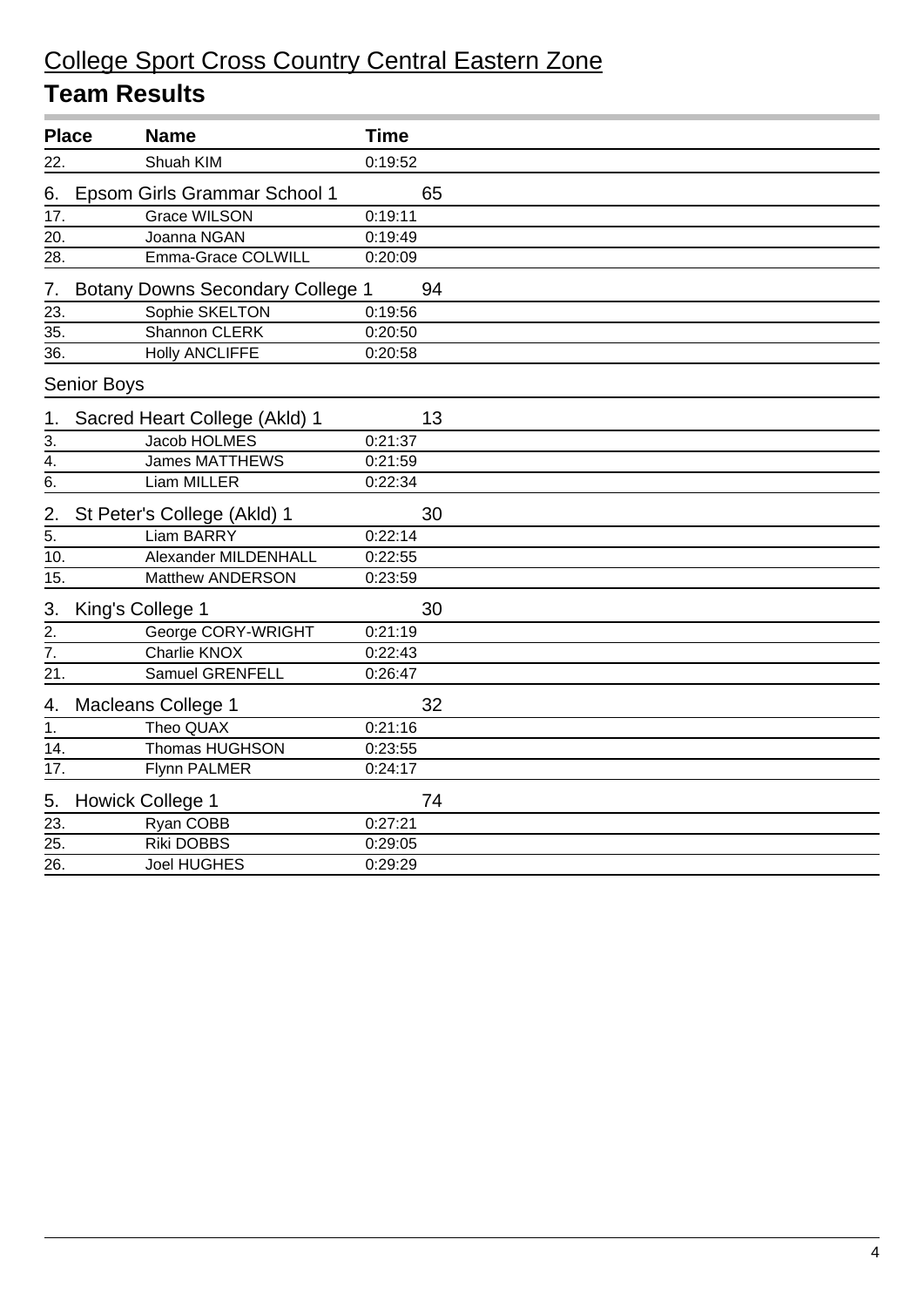## College Sport Cross Country Central Eastern Zone

# Team Results

| Place | Name | Time |
| --- | --- | --- |
| 22. | Shuah KIM | 0:19:52 |
| **6. Epsom Girls Grammar School 1** | | **65** |
| 17. | Grace WILSON | 0:19:11 |
| 20. | Joanna NGAN | 0:19:49 |
| 28. | Emma-Grace COLWILL | 0:20:09 |
| **7. Botany Downs Secondary College 1** | | **94** |
| 23. | Sophie SKELTON | 0:19:56 |
| 35. | Shannon CLERK | 0:20:50 |
| 36. | Holly ANCLIFFE | 0:20:58 |
| **Senior Boys** | | |
| **1. Sacred Heart College (Akld) 1** | | **13** |
| 3. | Jacob HOLMES | 0:21:37 |
| 4. | James MATTHEWS | 0:21:59 |
| 6. | Liam MILLER | 0:22:34 |
| **2. St Peter's College (Akld) 1** | | **30** |
| 5. | Liam BARRY | 0:22:14 |
| 10. | Alexander MILDENHALL | 0:22:55 |
| 15. | Matthew ANDERSON | 0:23:59 |
| **3. King's College 1** | | **30** |
| 2. | George CORY-WRIGHT | 0:21:19 |
| 7. | Charlie KNOX | 0:22:43 |
| 21. | Samuel GRENFELL | 0:26:47 |
| **4. Macleans College 1** | | **32** |
| 1. | Theo QUAX | 0:21:16 |
| 14. | Thomas HUGHSON | 0:23:55 |
| 17. | Flynn PALMER | 0:24:17 |
| **5. Howick College 1** | | **74** |
| 23. | Ryan COBB | 0:27:21 |
| 25. | Riki DOBBS | 0:29:05 |
| 26. | Joel HUGHES | 0:29:29 |